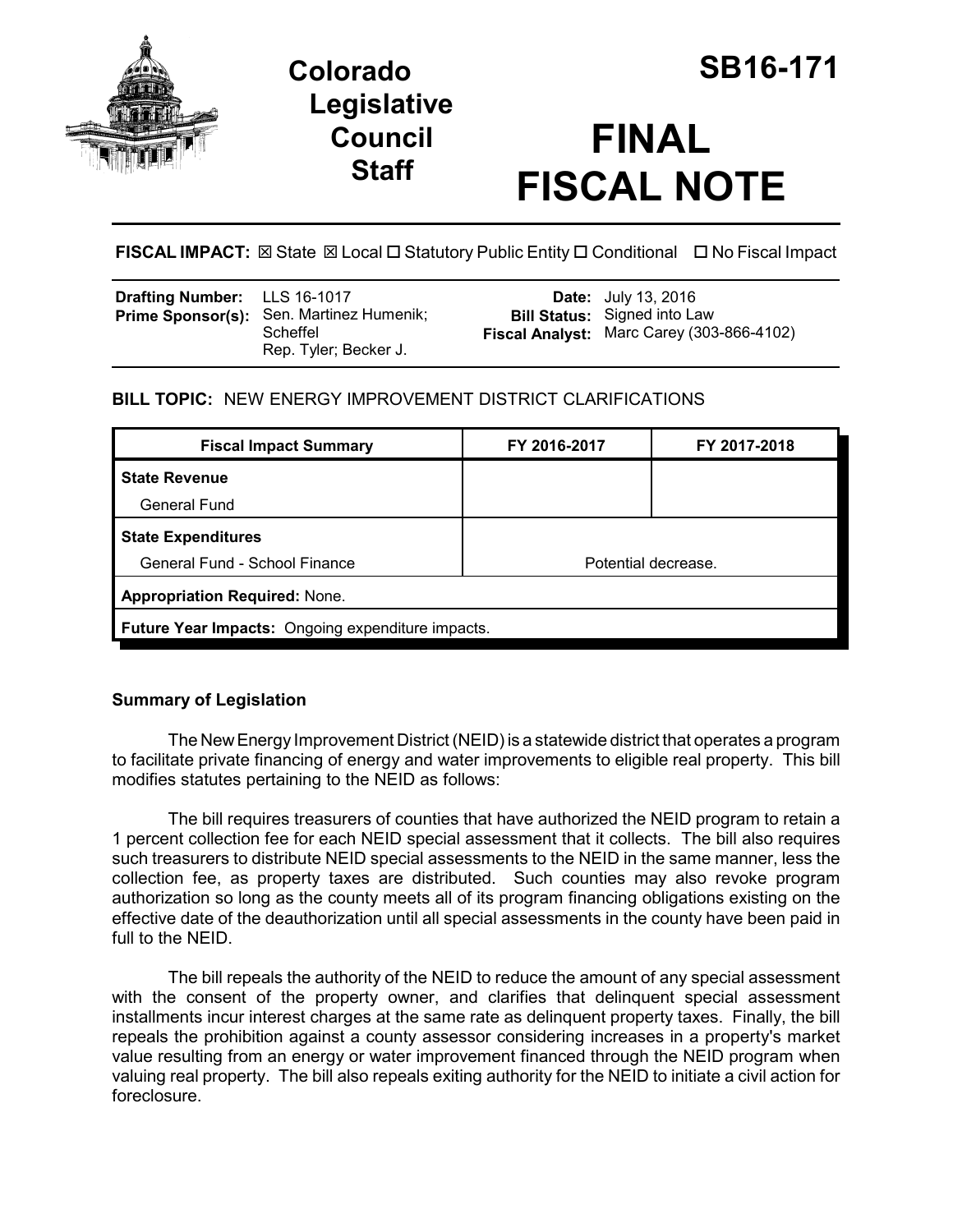# Colorado Legislative Council Staff

# SB16-171

# FINAL FISCAL NOTE

**FISCAL IMPACT:** ☒ State ☒ Local ☐ Statutory Public Entity ☐ Conditional ☐ No Fiscal Impact

| | | | |
|---|---|---|---|
| **Drafting Number:** | LLS 16-1017 | **Date:** | July 13, 2016 |
| **Prime Sponsor(s):** | Sen. Martinez Humenik; Scheffel<br>Rep. Tyler; Becker J. | **Bill Status:** | Signed into Law |
| | | **Fiscal Analyst:** | Marc Carey (303-866-4102) |

**BILL TOPIC:** NEW ENERGY IMPROVEMENT DISTRICT CLARIFICATIONS

| Fiscal Impact Summary | FY 2016-2017 | FY 2017-2018 |
|---|---|---|
| **State Revenue** | | |
| General Fund | | |
| **State Expenditures** | | |
| General Fund - School Finance | Potential decrease. | |
| **Appropriation Required:** None. | | |
| **Future Year Impacts:** Ongoing expenditure impacts. | | |

## Summary of Legislation

The New Energy Improvement District (NEID) is a statewide district that operates a program to facilitate private financing of energy and water improvements to eligible real property. This bill modifies statutes pertaining to the NEID as follows:

The bill requires treasurers of counties that have authorized the NEID program to retain a 1 percent collection fee for each NEID special assessment that it collects. The bill also requires such treasurers to distribute NEID special assessments to the NEID in the same manner, less the collection fee, as property taxes are distributed. Such counties may also revoke program authorization so long as the county meets all of its program financing obligations existing on the effective date of the deauthorization until all special assessments in the county have been paid in full to the NEID.

The bill repeals the authority of the NEID to reduce the amount of any special assessment with the consent of the property owner, and clarifies that delinquent special assessment installments incur interest charges at the same rate as delinquent property taxes. Finally, the bill repeals the prohibition against a county assessor considering increases in a property's market value resulting from an energy or water improvement financed through the NEID program when valuing real property. The bill also repeals exiting authority for the NEID to initiate a civil action for foreclosure.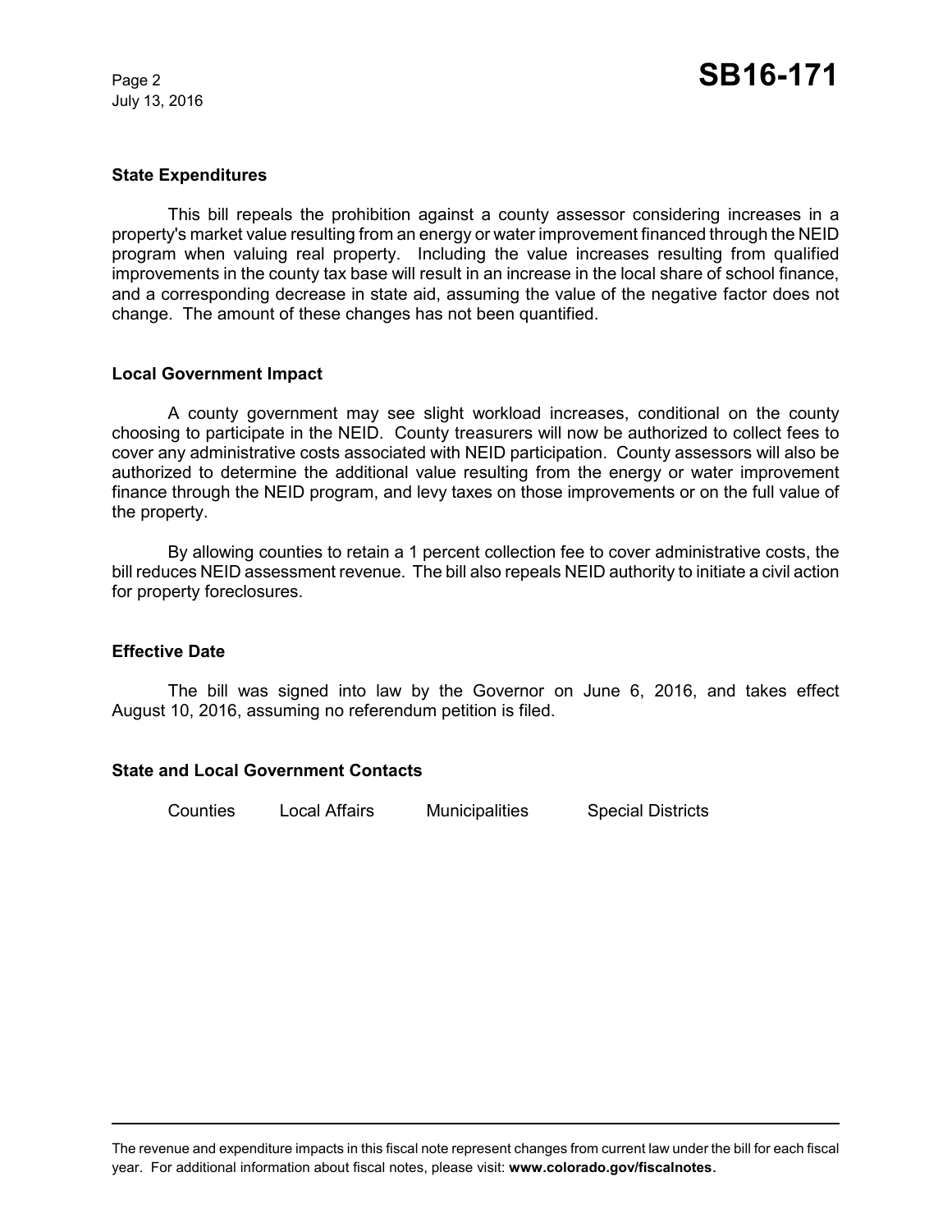### State Expenditures

This bill repeals the prohibition against a county assessor considering increases in a property's market value resulting from an energy or water improvement financed through the NEID program when valuing real property. Including the value increases resulting from qualified improvements in the county tax base will result in an increase in the local share of school finance, and a corresponding decrease in state aid, assuming the value of the negative factor does not change. The amount of these changes has not been quantified.

### Local Government Impact

A county government may see slight workload increases, conditional on the county choosing to participate in the NEID. County treasurers will now be authorized to collect fees to cover any administrative costs associated with NEID participation. County assessors will also be authorized to determine the additional value resulting from the energy or water improvement finance through the NEID program, and levy taxes on those improvements or on the full value of the property.

By allowing counties to retain a 1 percent collection fee to cover administrative costs, the bill reduces NEID assessment revenue. The bill also repeals NEID authority to initiate a civil action for property foreclosures.

### Effective Date

The bill was signed into law by the Governor on June 6, 2016, and takes effect August 10, 2016, assuming no referendum petition is filed.

### State and Local Government Contacts

Counties Local Affairs Municipalities Special Districts

The revenue and expenditure impacts in this fiscal note represent changes from current law under the bill for each fiscal year. For additional information about fiscal notes, please visit: **www.colorado.gov/fiscalnotes.**